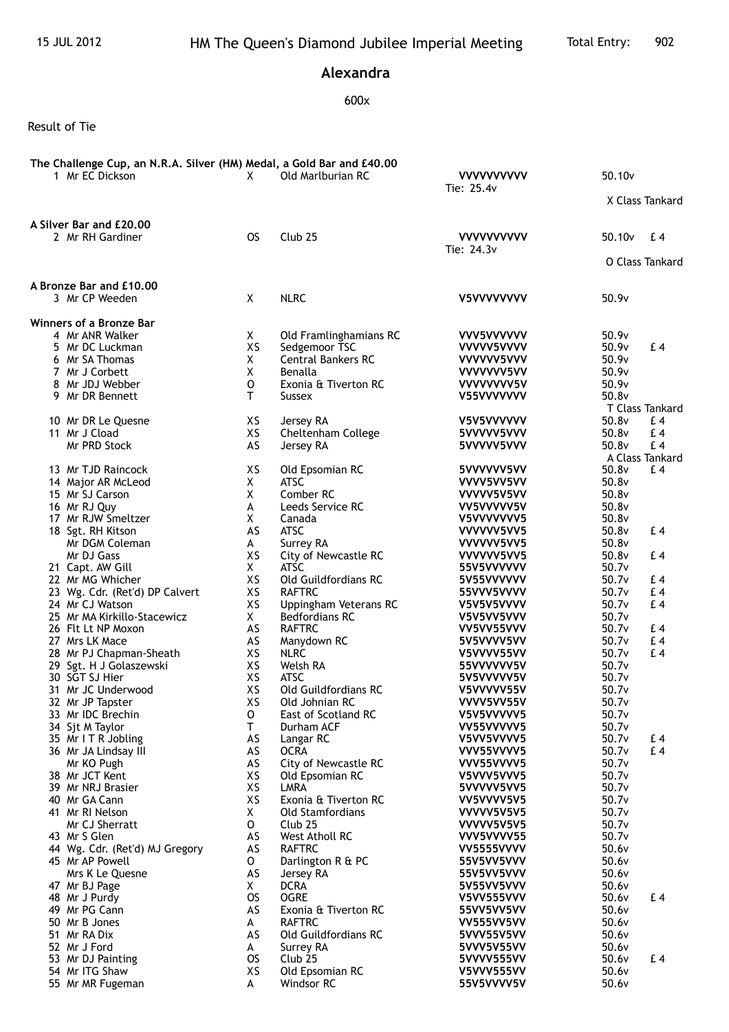15 JUL 2012 — HM The Queen's Diamond Jubilee Imperial Meeting — Total Entry: 902

# Alexandra

600x

Result of Tie

**The Challenge Cup, an N.R.A. Silver (HM) Medal, a Gold Bar and £40.00**

| Pos | Name | Class | Club | Shots | Score | Prize |
|---|---|---|---|---|---|---|
| 1 | Mr EC Dickson | X | Old Marlburian RC | **VVVVVVVVVV** Tie: 25.4v | 50.10v | X Class Tankard |

**A Silver Bar and £20.00**

| Pos | Name | Class | Club | Shots | Score | Prize |
|---|---|---|---|---|---|---|
| 2 | Mr RH Gardiner | OS | Club 25 | **VVVVVVVVVV** Tie: 24.3v | 50.10v | £ 4 O Class Tankard |

**A Bronze Bar and £10.00**

| Pos | Name | Class | Club | Shots | Score | Prize |
|---|---|---|---|---|---|---|
| 3 | Mr CP Weeden | X | NLRC | **V5VVVVVVVV** | 50.9v | |

**Winners of a Bronze Bar**

| Pos | Name | Class | Club | Shots | Score | Prize |
|---|---|---|---|---|---|---|
| 4 | Mr ANR Walker | X | Old Framlinghamians RC | **VVV5VVVVVV** | 50.9v | |
| 5 | Mr DC Luckman | XS | Sedgemoor TSC | **VVVVV5VVVV** | 50.9v | £ 4 |
| 6 | Mr SA Thomas | X | Central Bankers RC | **VVVVVV5VVV** | 50.9v | |
| 7 | Mr J Corbett | X | Benalla | **VVVVVVV5VV** | 50.9v | |
| 8 | Mr JDJ Webber | O | Exonia & Tiverton RC | **VVVVVVVV5V** | 50.9v | |
| 9 | Mr DR Bennett | T | Sussex | **V55VVVVVVV** | 50.8v | T Class Tankard |
| 10 | Mr DR Le Quesne | XS | Jersey RA | **V5V5VVVVVV** | 50.8v | £ 4 |
| 11 | Mr J Cload | XS | Cheltenham College | **5VVVVV5VVV** | 50.8v | £ 4 |
| | Mr PRD Stock | AS | Jersey RA | **5VVVVV5VVV** | 50.8v | £ 4 A Class Tankard |
| 13 | Mr TJD Raincock | XS | Old Epsomian RC | **5VVVVVV5VV** | 50.8v | £ 4 |
| 14 | Major AR McLeod | X | ATSC | **VVVV5VV5VV** | 50.8v | |
| 15 | Mr SJ Carson | X | Comber RC | **VVVVV5V5VV** | 50.8v | |
| 16 | Mr RJ Quy | A | Leeds Service RC | **VV5VVVVV5V** | 50.8v | |
| 17 | Mr RJW Smeltzer | X | Canada | **V5VVVVVVV5** | 50.8v | |
| 18 | Sgt. RH Kitson | AS | ATSC | **VVVVVV5VV5** | 50.8v | £ 4 |
| | Mr DGM Coleman | A | Surrey RA | **VVVVVV5VV5** | 50.8v | |
| | Mr DJ Gass | XS | City of Newcastle RC | **VVVVVV5VV5** | 50.8v | £ 4 |
| 21 | Capt. AW Gill | X | ATSC | **55V5VVVVVV** | 50.7v | |
| 22 | Mr MG Whicher | XS | Old Guildfordians RC | **5V55VVVVVV** | 50.7v | £ 4 |
| 23 | Wg. Cdr. (Ret'd) DP Calvert | XS | RAFTRC | **55VVV5VVVV** | 50.7v | £ 4 |
| 24 | Mr CJ Watson | XS | Uppingham Veterans RC | **V5V5V5VVVV** | 50.7v | £ 4 |
| 25 | Mr MA Kirkillo-Stacewicz | X | Bedfordians RC | **V5V5VV5VVV** | 50.7v | |
| 26 | Flt Lt NP Moxon | AS | RAFTRC | **VV5VV55VVV** | 50.7v | £ 4 |
| 27 | Mrs LK Mace | AS | Manydown RC | **5V5VVVV5VV** | 50.7v | £ 4 |
| 28 | Mr PJ Chapman-Sheath | XS | NLRC | **V5VVVV55VV** | 50.7v | £ 4 |
| 29 | Sgt. H J Golaszewski | XS | Welsh RA | **55VVVVVV5V** | 50.7v | |
| 30 | SGT SJ Hier | XS | ATSC | **5V5VVVVV5V** | 50.7v | |
| 31 | Mr JC Underwood | XS | Old Guildfordians RC | **V5VVVVV55V** | 50.7v | |
| 32 | Mr JP Tapster | XS | Old Johnian RC | **VVVV5VV55V** | 50.7v | |
| 33 | Mr IDC Brechin | O | East of Scotland RC | **V5V5VVVVV5** | 50.7v | |
| 34 | Sjt M Taylor | T | Durham ACF | **VV55VVVVV5** | 50.7v | |
| 35 | Mr I T R Jobling | AS | Langar RC | **V5VV5VVVV5** | 50.7v | £ 4 |
| 36 | Mr JA Lindsay III | AS | OCRA | **VVV55VVVV5** | 50.7v | £ 4 |
| | Mr KO Pugh | AS | City of Newcastle RC | **VVV55VVVV5** | 50.7v | |
| 38 | Mr JCT Kent | XS | Old Epsomian RC | **V5VVV5VVV5** | 50.7v | |
| 39 | Mr NRJ Brasier | XS | LMRA | **5VVVVV5VV5** | 50.7v | |
| 40 | Mr GA Cann | XS | Exonia & Tiverton RC | **VV5VVVV5V5** | 50.7v | |
| 41 | Mr RI Nelson | X | Old Stamfordians | **VVVVV5V5V5** | 50.7v | |
| | Mr CJ Sherratt | O | Club 25 | **VVVVV5V5V5** | 50.7v | |
| 43 | Mr S Glen | AS | West Atholl RC | **VVV5VVVV55** | 50.7v | |
| 44 | Wg. Cdr. (Ret'd) MJ Gregory | AS | RAFTRC | **VV5555VVVV** | 50.6v | |
| 45 | Mr AP Powell | O | Darlington R & PC | **55V5VV5VVV** | 50.6v | |
| | Mrs K Le Quesne | AS | Jersey RA | **55V5VV5VVV** | 50.6v | |
| 47 | Mr BJ Page | X | DCRA | **5V55VV5VVV** | 50.6v | |
| 48 | Mr J Purdy | OS | OGRE | **V5VV555VVV** | 50.6v | £ 4 |
| 49 | Mr PG Cann | AS | Exonia & Tiverton RC | **55VV5VV5VV** | 50.6v | |
| 50 | Mr B Jones | A | RAFTRC | **VV555VV5VV** | 50.6v | |
| 51 | Mr RA Dix | AS | Old Guildfordians RC | **5VVV55V5VV** | 50.6v | |
| 52 | Mr J Ford | A | Surrey RA | **5VVV5V55VV** | 50.6v | |
| 53 | Mr DJ Painting | OS | Club 25 | **5VVVV555VV** | 50.6v | £ 4 |
| 54 | Mr ITG Shaw | XS | Old Epsomian RC | **V5VVV555VV** | 50.6v | |
| 55 | Mr MR Fugeman | A | Windsor RC | **55V5VVVV5V** | 50.6v | |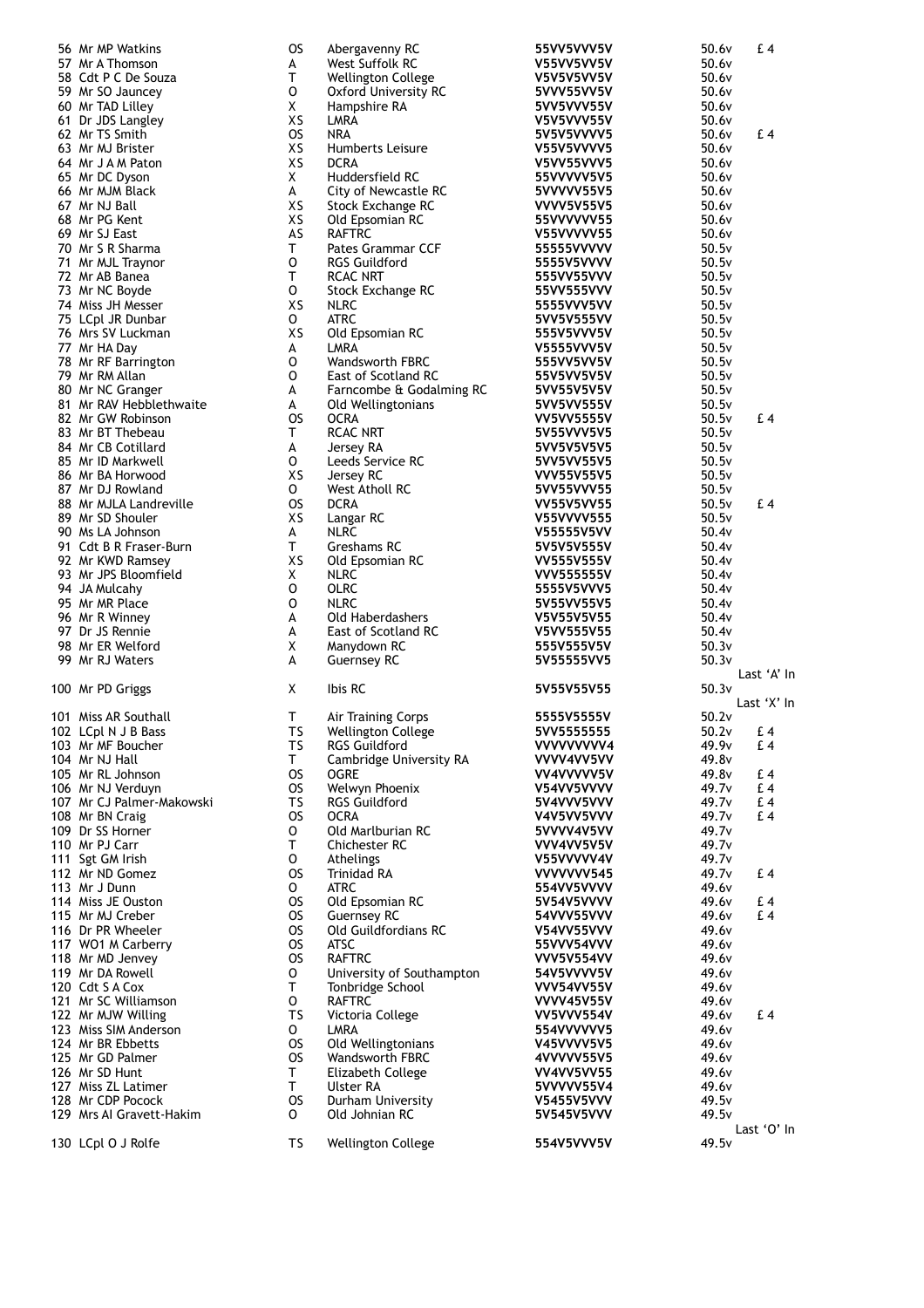| | | | | | | |
|---|---|---|---|---|---|---|
| 56 | Mr MP Watkins | OS | Abergavenny RC | 55VV5VVV5V | 50.6v | £ 4 |
| 57 | Mr A Thomson | A | West Suffolk RC | V55VV5VV5V | 50.6v | |
| 58 | Cdt P C De Souza | T | Wellington College | V5V5V5VV5V | 50.6v | |
| 59 | Mr SO Jauncey | O | Oxford University RC | 5VVV55VV5V | 50.6v | |
| 60 | Mr TAD Lilley | X | Hampshire RA | 5VV5VVV55V | 50.6v | |
| 61 | Dr JDS Langley | XS | LMRA | V5V5VVV55V | 50.6v | |
| 62 | Mr TS Smith | OS | NRA | 5V5V5VVVV5 | 50.6v | £ 4 |
| 63 | Mr MJ Brister | XS | Humberts Leisure | V55V5VVVV5 | 50.6v | |
| 64 | Mr J A M Paton | XS | DCRA | V5VV55VVV5 | 50.6v | |
| 65 | Mr DC Dyson | X | Huddersfield RC | 55VVVVV5V5 | 50.6v | |
| 66 | Mr MJM Black | A | City of Newcastle RC | 5VVVVV55V5 | 50.6v | |
| 67 | Mr NJ Ball | XS | Stock Exchange RC | VVVV5V55V5 | 50.6v | |
| 68 | Mr PG Kent | XS | Old Epsomian RC | 55VVVVVV55 | 50.6v | |
| 69 | Mr SJ East | AS | RAFTRC | V55VVVVV55 | 50.6v | |
| 70 | Mr S R Sharma | T | Pates Grammar CCF | 55555VVVVV | 50.5v | |
| 71 | Mr MJL Traynor | O | RGS Guildford | 5555V5VVVV | 50.5v | |
| 72 | Mr AB Banea | T | RCAC NRT | 555VV55VVV | 50.5v | |
| 73 | Mr NC Boyde | O | Stock Exchange RC | 55VV555VVV | 50.5v | |
| 74 | Miss JH Messer | XS | NLRC | 5555VVV5VV | 50.5v | |
| 75 | LCpl JR Dunbar | O | ATRC | 5VV5V555VV | 50.5v | |
| 76 | Mrs SV Luckman | XS | Old Epsomian RC | 555V5VVV5V | 50.5v | |
| 77 | Mr HA Day | A | LMRA | V5555VVV5V | 50.5v | |
| 78 | Mr RF Barrington | O | Wandsworth FBRC | 555VV5VV5V | 50.5v | |
| 79 | Mr RM Allan | O | East of Scotland RC | 55V5VV5V5V | 50.5v | |
| 80 | Mr NC Granger | A | Farncombe & Godalming RC | 5VV55V5V5V | 50.5v | |
| 81 | Mr RAV Hebblethwaite | A | Old Wellingtonians | 5VV5VV555V | 50.5v | |
| 82 | Mr GW Robinson | OS | OCRA | VV5VV5555V | 50.5v | £ 4 |
| 83 | Mr BT Thebeau | T | RCAC NRT | 5V55VVV5V5 | 50.5v | |
| 84 | Mr CB Cotillard | A | Jersey RA | 5VV5V5V5V5 | 50.5v | |
| 85 | Mr ID Markwell | O | Leeds Service RC | 5VV5VV55V5 | 50.5v | |
| 86 | Mr BA Horwood | XS | Jersey RC | VVV55V55V5 | 50.5v | |
| 87 | Mr DJ Rowland | O | West Atholl RC | 5VV55VVV55 | 50.5v | |
| 88 | Mr MJLA Landreville | OS | DCRA | VV55V5VV55 | 50.5v | £ 4 |
| 89 | Mr SD Shouler | XS | Langar RC | V55VVVV555 | 50.5v | |
| 90 | Ms LA Johnson | A | NLRC | V55555V5VV | 50.4v | |
| 91 | Cdt B R Fraser-Burn | T | Greshams RC | 5V5V5V555V | 50.4v | |
| 92 | Mr KWD Ramsey | XS | Old Epsomian RC | VV555V555V | 50.4v | |
| 93 | Mr JPS Bloomfield | X | NLRC | VVV555555V | 50.4v | |
| 94 | JA Mulcahy | O | OLRC | 5555V5VVV5 | 50.4v | |
| 95 | Mr MR Place | O | NLRC | 5V55VV55V5 | 50.4v | |
| 96 | Mr R Winney | A | Old Haberdashers | V5V55V5V55 | 50.4v | |
| 97 | Dr JS Rennie | A | East of Scotland RC | V5VV555V55 | 50.4v | |
| 98 | Mr ER Welford | X | Manydown RC | 555V555V5V | 50.3v | |
| 99 | Mr RJ Waters | A | Guernsey RC | 5V55555VV5 | 50.3v | |
| | | | | | | Last 'A' In |
| 100 | Mr PD Griggs | X | Ibis RC | 5V55V55V55 | 50.3v | |
| | | | | | | Last 'X' In |
| 101 | Miss AR Southall | T | Air Training Corps | 5555V5555V | 50.2v | |
| 102 | LCpl N J B Bass | TS | Wellington College | 5VV5555555 | 50.2v | £ 4 |
| 103 | Mr MF Boucher | TS | RGS Guildford | VVVVVVVVV4 | 49.9v | £ 4 |
| 104 | Mr NJ Hall | T | Cambridge University RA | VVVV4VV5VV | 49.8v | |
| 105 | Mr RL Johnson | OS | OGRE | VV4VVVVV5V | 49.8v | £ 4 |
| 106 | Mr NJ Verduyn | OS | Welwyn Phoenix | V54VV5VVVV | 49.7v | £ 4 |
| 107 | Mr CJ Palmer-Makowski | TS | RGS Guildford | 5V4VVV5VVV | 49.7v | £ 4 |
| 108 | Mr BN Craig | OS | OCRA | V4V5VV5VVV | 49.7v | £ 4 |
| 109 | Dr SS Horner | O | Old Marlburian RC | 5VVVV4V5VV | 49.7v | |
| 110 | Mr PJ Carr | T | Chichester RC | VVV4VV5V5V | 49.7v | |
| 111 | Sgt GM Irish | O | Athelings | V55VVVVV4V | 49.7v | |
| 112 | Mr ND Gomez | OS | Trinidad RA | VVVVVVV545 | 49.7v | £ 4 |
| 113 | Mr J Dunn | O | ATRC | 554VV5VVVV | 49.6v | |
| 114 | Miss JE Ouston | OS | Old Epsomian RC | 5V54V5VVVV | 49.6v | £ 4 |
| 115 | Mr MJ Creber | OS | Guernsey RC | 54VVV55VVV | 49.6v | £ 4 |
| 116 | Dr PR Wheeler | OS | Old Guildfordians RC | V54VV55VVV | 49.6v | |
| 117 | WO1 M Carberry | OS | ATSC | 55VVV54VVV | 49.6v | |
| 118 | Mr MD Jenvey | OS | RAFTRC | VVV5V554VV | 49.6v | |
| 119 | Mr DA Rowell | O | University of Southampton | 54V5VVVV5V | 49.6v | |
| 120 | Cdt S A Cox | T | Tonbridge School | VVV54VV55V | 49.6v | |
| 121 | Mr SC Williamson | O | RAFTRC | VVVV45V55V | 49.6v | |
| 122 | Mr MJW Willing | TS | Victoria College | VV5VVV554V | 49.6v | £ 4 |
| 123 | Miss SIM Anderson | O | LMRA | 554VVVVVV5 | 49.6v | |
| 124 | Mr BR Ebbetts | OS | Old Wellingtonians | V45VVVV5V5 | 49.6v | |
| 125 | Mr GD Palmer | OS | Wandsworth FBRC | 4VVVVV55V5 | 49.6v | |
| 126 | Mr SD Hunt | T | Elizabeth College | VV4VV5VV55 | 49.6v | |
| 127 | Miss ZL Latimer | T | Ulster RA | 5VVVVV55V4 | 49.6v | |
| 128 | Mr CDP Pocock | OS | Durham University | V5455V5VVV | 49.5v | |
| 129 | Mrs AI Gravett-Hakim | O | Old Johnian RC | 5V545V5VVV | 49.5v | |
| | | | | | | Last 'O' In |
| 130 | LCpl O J Rolfe | TS | Wellington College | 554V5VVV5V | 49.5v | |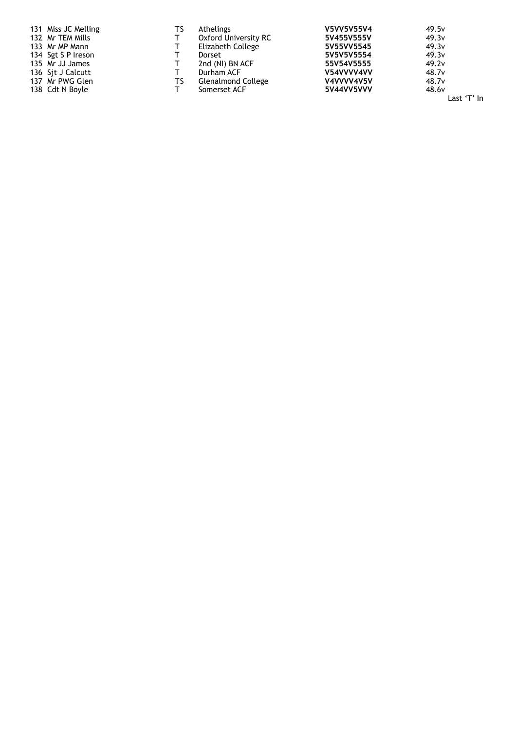| | | | | | |
|---|---|---|---|---|---|
| 131 | Miss JC Melling | TS | Athelings | **V5VV5V55V4** | 49.5v |
| 132 | Mr TEM Mills | T | Oxford University RC | **5V455V555V** | 49.3v |
| 133 | Mr MP Mann | T | Elizabeth College | **5V55VV5545** | 49.3v |
| 134 | Sgt S P Ireson | T | Dorset | **5V5V5V5554** | 49.3v |
| 135 | Mr JJ James | T | 2nd (NI) BN ACF | **55V54V5555** | 49.2v |
| 136 | Sjt J Calcutt | T | Durham ACF | **V54VVVV4VV** | 48.7v |
| 137 | Mr PWG Glen | TS | Glenalmond College | **V4VVVV4V5V** | 48.7v |
| 138 | Cdt N Boyle | T | Somerset ACF | **5V44VV5VVV** | 48.6v |

Last 'T' In